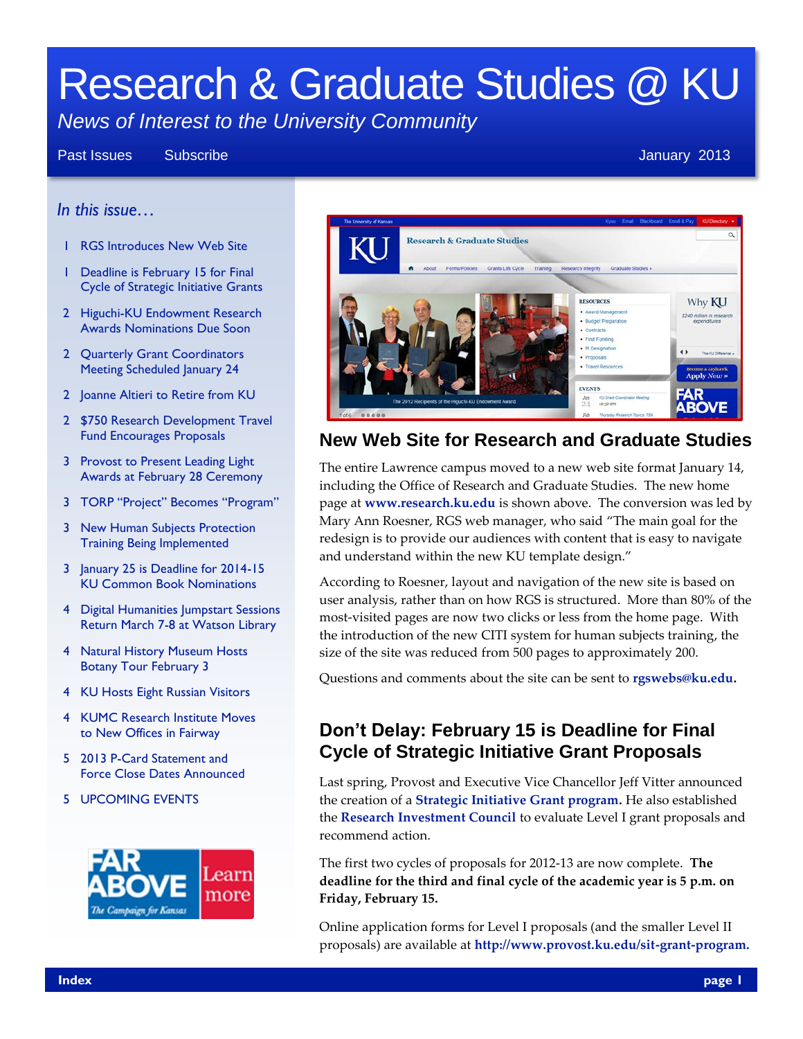# Research & Graduate Studies @ KU

*News of Interest to the University Community*

Past Issues Subscribe January 2013

*In this issue…*

- 1 RGS Introduces New Web Site
- 1 Deadline is February 15 for Final Cycle of Strategic Initiative Grants
- 2 Higuchi-KU Endowment Research Awards Nominations Due Soon
- 2 Quarterly Grant Coordinators Meeting Scheduled January 24
- 2 Joanne Altieri to Retire from KU
- 2 $750 Research Development Travel Fund Encourages Proposals
- 3 Provost to Present Leading Light Awards at February 28 Ceremony
- 3 TORP "Project" Becomes "Program"
- 3 New Human Subjects Protection Training Being Implemented
- 3 January 25 is Deadline for 2014-15 KU Common Book Nominations
- 4 Digital Humanities Jumpstart Sessions Return March 7-8 at Watson Library
- 4 Natural History Museum Hosts Botany Tour February 3
- 4 KU Hosts Eight Russian Visitors
- 4 KUMC Research Institute Moves to New Offices in Fairway
- 5 2013 P-Card Statement and Force Close Dates Announced
- 5 UPCOMING EVENTS

FAR ABOVE — The Campaign for Kansas — Learn more

## New Web Site for Research and Graduate Studies

The entire Lawrence campus moved to a new web site format January 14, including the Office of Research and Graduate Studies. The new home page at **www.research.ku.edu** is shown above. The conversion was led by Mary Ann Roesner, RGS web manager, who said "The main goal for the redesign is to provide our audiences with content that is easy to navigate and understand within the new KU template design."

According to Roesner, layout and navigation of the new site is based on user analysis, rather than on how RGS is structured. More than 80% of the most-visited pages are now two clicks or less from the home page. With the introduction of the new CITI system for human subjects training, the size of the site was reduced from 500 pages to approximately 200.

Questions and comments about the site can be sent to **rgswebs@ku.edu.**

## Don't Delay: February 15 is Deadline for Final Cycle of Strategic Initiative Grant Proposals

Last spring, Provost and Executive Vice Chancellor Jeff Vitter announced the creation of a **Strategic Initiative Grant program.** He also established the **Research Investment Council** to evaluate Level I grant proposals and recommend action.

The first two cycles of proposals for 2012-13 are now complete. **The deadline for the third and final cycle of the academic year is 5 p.m. on Friday, February 15.**

Online application forms for Level I proposals (and the smaller Level II proposals) are available at **http://www.provost.ku.edu/sit-grant-program.**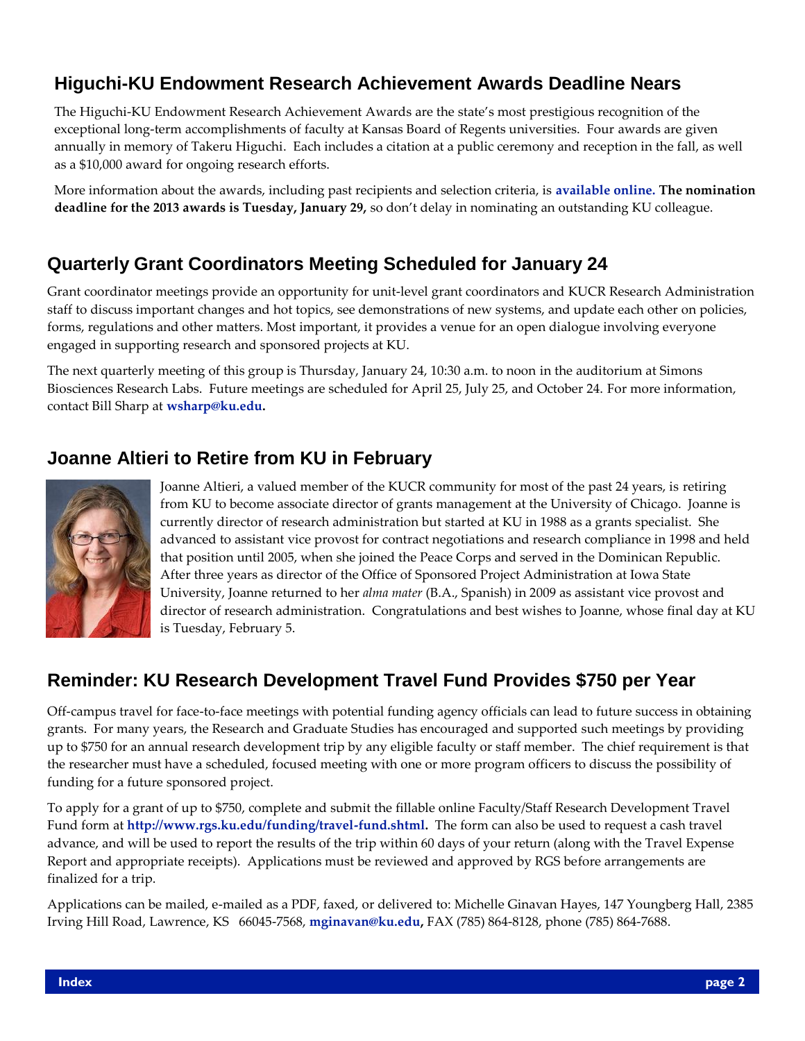## Higuchi-KU Endowment Research Achievement Awards Deadline Nears

The Higuchi-KU Endowment Research Achievement Awards are the state's most prestigious recognition of the exceptional long-term accomplishments of faculty at Kansas Board of Regents universities. Four awards are given annually in memory of Takeru Higuchi. Each includes a citation at a public ceremony and reception in the fall, as well as a $10,000 award for ongoing research efforts.

More information about the awards, including past recipients and selection criteria, is **available online.** **The nomination deadline for the 2013 awards is Tuesday, January 29,** so don't delay in nominating an outstanding KU colleague.

## Quarterly Grant Coordinators Meeting Scheduled for January 24

Grant coordinator meetings provide an opportunity for unit-level grant coordinators and KUCR Research Administration staff to discuss important changes and hot topics, see demonstrations of new systems, and update each other on policies, forms, regulations and other matters. Most important, it provides a venue for an open dialogue involving everyone engaged in supporting research and sponsored projects at KU.

The next quarterly meeting of this group is Thursday, January 24, 10:30 a.m. to noon in the auditorium at Simons Biosciences Research Labs. Future meetings are scheduled for April 25, July 25, and October 24. For more information, contact Bill Sharp at **wsharp@ku.edu.**

## Joanne Altieri to Retire from KU in February

Joanne Altieri, a valued member of the KUCR community for most of the past 24 years, is retiring from KU to become associate director of grants management at the University of Chicago. Joanne is currently director of research administration but started at KU in 1988 as a grants specialist. She advanced to assistant vice provost for contract negotiations and research compliance in 1998 and held that position until 2005, when she joined the Peace Corps and served in the Dominican Republic. After three years as director of the Office of Sponsored Project Administration at Iowa State University, Joanne returned to her *alma mater* (B.A., Spanish) in 2009 as assistant vice provost and director of research administration. Congratulations and best wishes to Joanne, whose final day at KU is Tuesday, February 5.

## Reminder: KU Research Development Travel Fund Provides $750 per Year

Off-campus travel for face-to-face meetings with potential funding agency officials can lead to future success in obtaining grants. For many years, the Research and Graduate Studies has encouraged and supported such meetings by providing up to $750 for an annual research development trip by any eligible faculty or staff member. The chief requirement is that the researcher must have a scheduled, focused meeting with one or more program officers to discuss the possibility of funding for a future sponsored project.

To apply for a grant of up to $750, complete and submit the fillable online Faculty/Staff Research Development Travel Fund form at **http://www.rgs.ku.edu/funding/travel-fund.shtml.** The form can also be used to request a cash travel advance, and will be used to report the results of the trip within 60 days of your return (along with the Travel Expense Report and appropriate receipts). Applications must be reviewed and approved by RGS before arrangements are finalized for a trip.

Applications can be mailed, e-mailed as a PDF, faxed, or delivered to: Michelle Ginavan Hayes, 147 Youngberg Hall, 2385 Irving Hill Road, Lawrence, KS 66045-7568, **mginavan@ku.edu,** FAX (785) 864-8128, phone (785) 864-7688.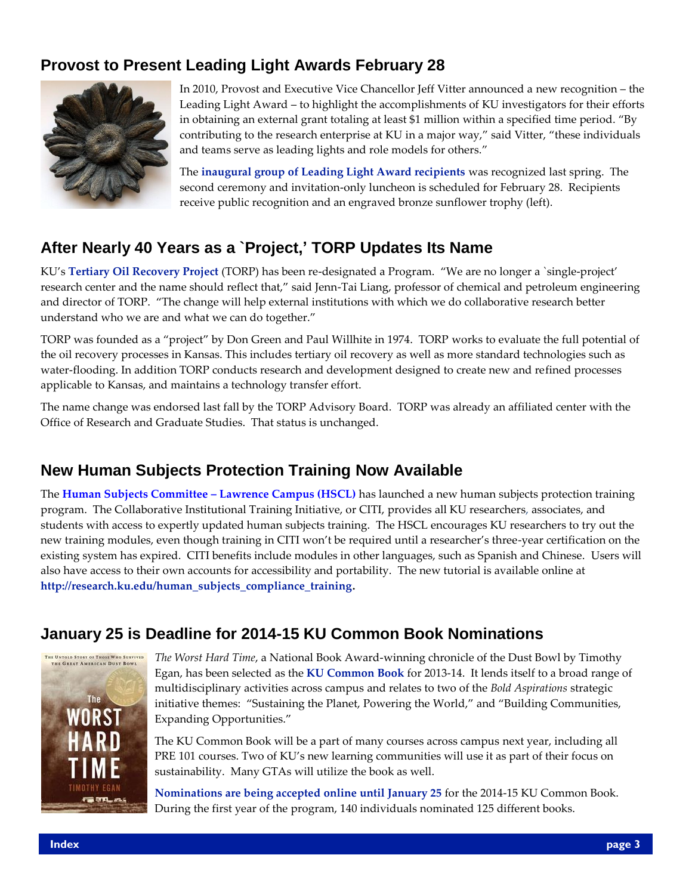## Provost to Present Leading Light Awards February 28

In 2010, Provost and Executive Vice Chancellor Jeff Vitter announced a new recognition – the Leading Light Award – to highlight the accomplishments of KU investigators for their efforts in obtaining an external grant totaling at least $1 million within a specified time period. "By contributing to the research enterprise at KU in a major way," said Vitter, "these individuals and teams serve as leading lights and role models for others."

The **inaugural group of Leading Light Award recipients** was recognized last spring. The second ceremony and invitation-only luncheon is scheduled for February 28. Recipients receive public recognition and an engraved bronze sunflower trophy (left).

## After Nearly 40 Years as a `Project,' TORP Updates Its Name

KU's **Tertiary Oil Recovery Project** (TORP) has been re-designated a Program. "We are no longer a `single-project' research center and the name should reflect that," said Jenn-Tai Liang, professor of chemical and petroleum engineering and director of TORP. "The change will help external institutions with which we do collaborative research better understand who we are and what we can do together."

TORP was founded as a "project" by Don Green and Paul Willhite in 1974. TORP works to evaluate the full potential of the oil recovery processes in Kansas. This includes tertiary oil recovery as well as more standard technologies such as water-flooding. In addition TORP conducts research and development designed to create new and refined processes applicable to Kansas, and maintains a technology transfer effort.

The name change was endorsed last fall by the TORP Advisory Board. TORP was already an affiliated center with the Office of Research and Graduate Studies. That status is unchanged.

## New Human Subjects Protection Training Now Available

The **Human Subjects Committee – Lawrence Campus (HSCL)** has launched a new human subjects protection training program. The Collaborative Institutional Training Initiative, or CITI, provides all KU researchers, associates, and students with access to expertly updated human subjects training. The HSCL encourages KU researchers to try out the new training modules, even though training in CITI won't be required until a researcher's three-year certification on the existing system has expired. CITI benefits include modules in other languages, such as Spanish and Chinese. Users will also have access to their own accounts for accessibility and portability. The new tutorial is available online at **http://research.ku.edu/human_subjects_compliance_training.**

## January 25 is Deadline for 2014-15 KU Common Book Nominations

*The Worst Hard Time*, a National Book Award-winning chronicle of the Dust Bowl by Timothy Egan, has been selected as the **KU Common Book** for 2013-14. It lends itself to a broad range of multidisciplinary activities across campus and relates to two of the *Bold Aspirations* strategic initiative themes: "Sustaining the Planet, Powering the World," and "Building Communities, Expanding Opportunities."

The KU Common Book will be a part of many courses across campus next year, including all PRE 101 courses. Two of KU's new learning communities will use it as part of their focus on sustainability. Many GTAs will utilize the book as well.

**Nominations are being accepted online until January 25** for the 2014-15 KU Common Book. During the first year of the program, 140 individuals nominated 125 different books.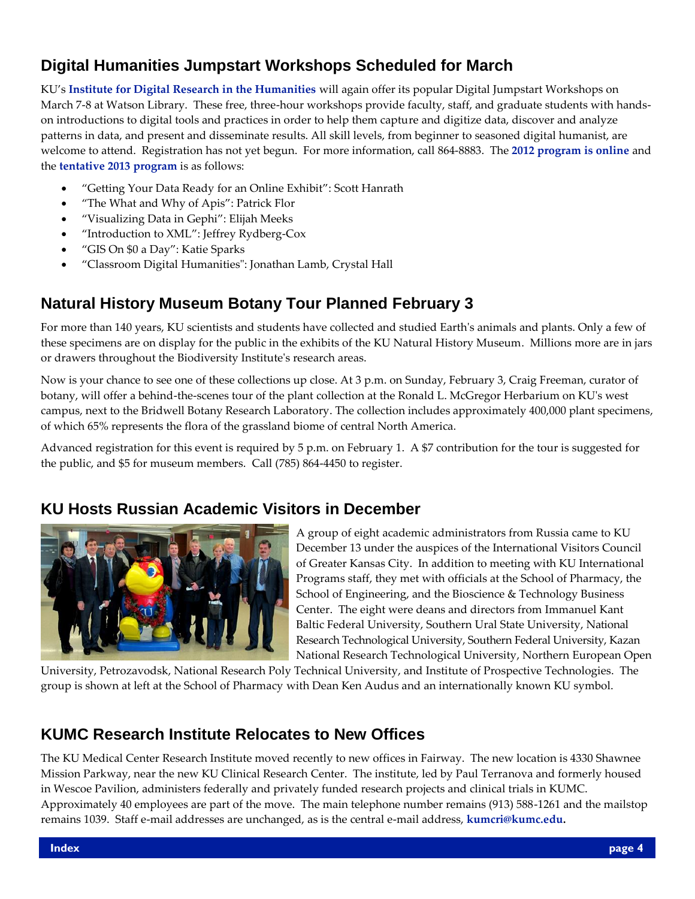## Digital Humanities Jumpstart Workshops Scheduled for March

KU's **Institute for Digital Research in the Humanities** will again offer its popular Digital Jumpstart Workshops on March 7-8 at Watson Library. These free, three-hour workshops provide faculty, staff, and graduate students with hands-on introductions to digital tools and practices in order to help them capture and digitize data, discover and analyze patterns in data, and present and disseminate results. All skill levels, from beginner to seasoned digital humanist, are welcome to attend. Registration has not yet begun. For more information, call 864-8883. The **2012 program is online** and the **tentative 2013 program** is as follows:

- "Getting Your Data Ready for an Online Exhibit": Scott Hanrath
- "The What and Why of Apis": Patrick Flor
- "Visualizing Data in Gephi": Elijah Meeks
- "Introduction to XML": Jeffrey Rydberg-Cox
- "GIS On $0 a Day": Katie Sparks
- "Classroom Digital Humanities": Jonathan Lamb, Crystal Hall

## Natural History Museum Botany Tour Planned February 3

For more than 140 years, KU scientists and students have collected and studied Earth's animals and plants. Only a few of these specimens are on display for the public in the exhibits of the KU Natural History Museum. Millions more are in jars or drawers throughout the Biodiversity Institute's research areas.

Now is your chance to see one of these collections up close. At 3 p.m. on Sunday, February 3, Craig Freeman, curator of botany, will offer a behind-the-scenes tour of the plant collection at the Ronald L. McGregor Herbarium on KU's west campus, next to the Bridwell Botany Research Laboratory. The collection includes approximately 400,000 plant specimens, of which 65% represents the flora of the grassland biome of central North America.

Advanced registration for this event is required by 5 p.m. on February 1. A $7 contribution for the tour is suggested for the public, and $5 for museum members. Call (785) 864-4450 to register.

## KU Hosts Russian Academic Visitors in December

A group of eight academic administrators from Russia came to KU December 13 under the auspices of the International Visitors Council of Greater Kansas City. In addition to meeting with KU International Programs staff, they met with officials at the School of Pharmacy, the School of Engineering, and the Bioscience & Technology Business Center. The eight were deans and directors from Immanuel Kant Baltic Federal University, Southern Ural State University, National Research Technological University, Southern Federal University, Kazan National Research Technological University, Northern European Open University, Petrozavodsk, National Research Poly Technical University, and Institute of Prospective Technologies. The group is shown at left at the School of Pharmacy with Dean Ken Audus and an internationally known KU symbol.

## KUMC Research Institute Relocates to New Offices

The KU Medical Center Research Institute moved recently to new offices in Fairway. The new location is 4330 Shawnee Mission Parkway, near the new KU Clinical Research Center. The institute, led by Paul Terranova and formerly housed in Wescoe Pavilion, administers federally and privately funded research projects and clinical trials in KUMC. Approximately 40 employees are part of the move. The main telephone number remains (913) 588-1261 and the mailstop remains 1039. Staff e-mail addresses are unchanged, as is the central e-mail address, **kumcri@kumc.edu.**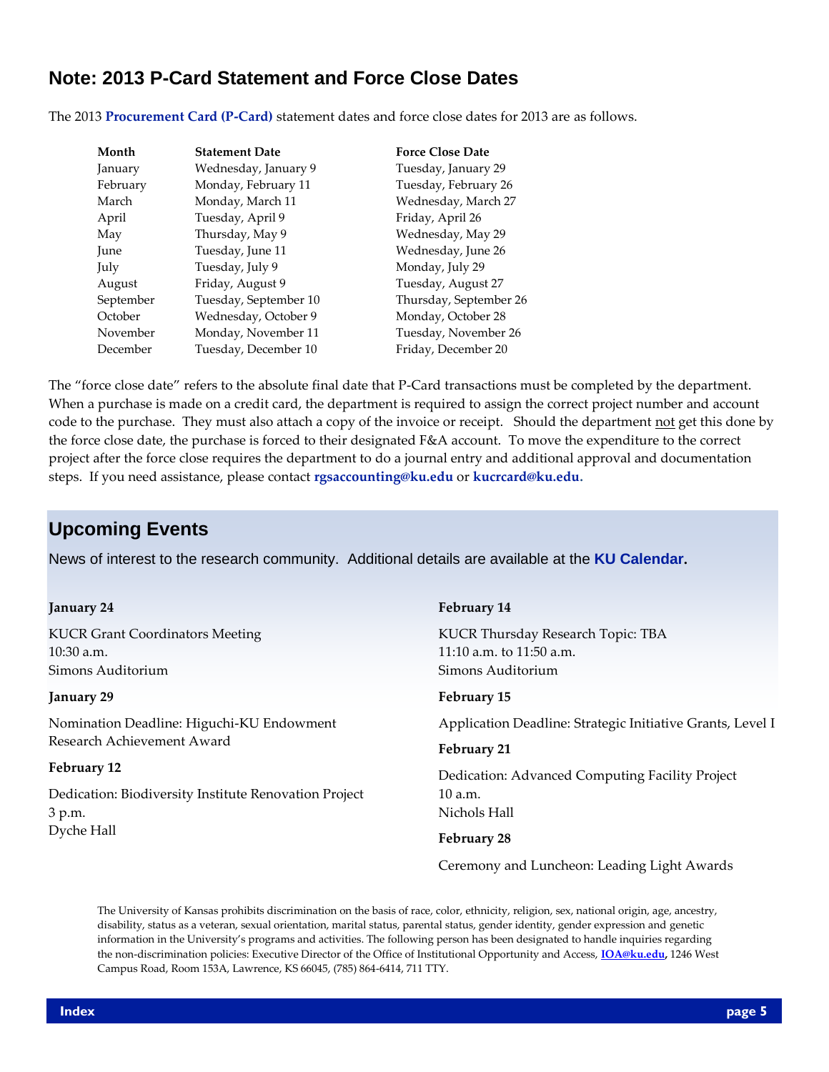## Note: 2013 P-Card Statement and Force Close Dates

The 2013 **Procurement Card (P-Card)** statement dates and force close dates for 2013 are as follows.

| Month | Statement Date | Force Close Date |
|---|---|---|
| January | Wednesday, January 9 | Tuesday, January 29 |
| February | Monday, February 11 | Tuesday, February 26 |
| March | Monday, March 11 | Wednesday, March 27 |
| April | Tuesday, April 9 | Friday, April 26 |
| May | Thursday, May 9 | Wednesday, May 29 |
| June | Tuesday, June 11 | Wednesday, June 26 |
| July | Tuesday, July 9 | Monday, July 29 |
| August | Friday, August 9 | Tuesday, August 27 |
| September | Tuesday, September 10 | Thursday, September 26 |
| October | Wednesday, October 9 | Monday, October 28 |
| November | Monday, November 11 | Tuesday, November 26 |
| December | Tuesday, December 10 | Friday, December 20 |

The "force close date" refers to the absolute final date that P-Card transactions must be completed by the department. When a purchase is made on a credit card, the department is required to assign the correct project number and account code to the purchase. They must also attach a copy of the invoice or receipt. Should the department not get this done by the force close date, the purchase is forced to their designated F&A account. To move the expenditure to the correct project after the force close requires the department to do a journal entry and additional approval and documentation steps. If you need assistance, please contact **rgsaccounting@ku.edu** or **kucrcard@ku.edu.**

## Upcoming Events

News of interest to the research community. Additional details are available at the **KU Calendar.**

**January 24**

KUCR Grant Coordinators Meeting
10:30 a.m.
Simons Auditorium

**January 29**

Nomination Deadline: Higuchi-KU Endowment Research Achievement Award

**February 12**

Dedication: Biodiversity Institute Renovation Project
3 p.m.
Dyche Hall

**February 14**

KUCR Thursday Research Topic: TBA
11:10 a.m. to 11:50 a.m.
Simons Auditorium

**February 15**

Application Deadline: Strategic Initiative Grants, Level I

**February 21**

Dedication: Advanced Computing Facility Project
10 a.m.
Nichols Hall

**February 28**

Ceremony and Luncheon: Leading Light Awards

The University of Kansas prohibits discrimination on the basis of race, color, ethnicity, religion, sex, national origin, age, ancestry, disability, status as a veteran, sexual orientation, marital status, parental status, gender identity, gender expression and genetic information in the University's programs and activities. The following person has been designated to handle inquiries regarding the non-discrimination policies: Executive Director of the Office of Institutional Opportunity and Access, **IOA@ku.edu,** 1246 West Campus Road, Room 153A, Lawrence, KS 66045, (785) 864-6414, 711 TTY.